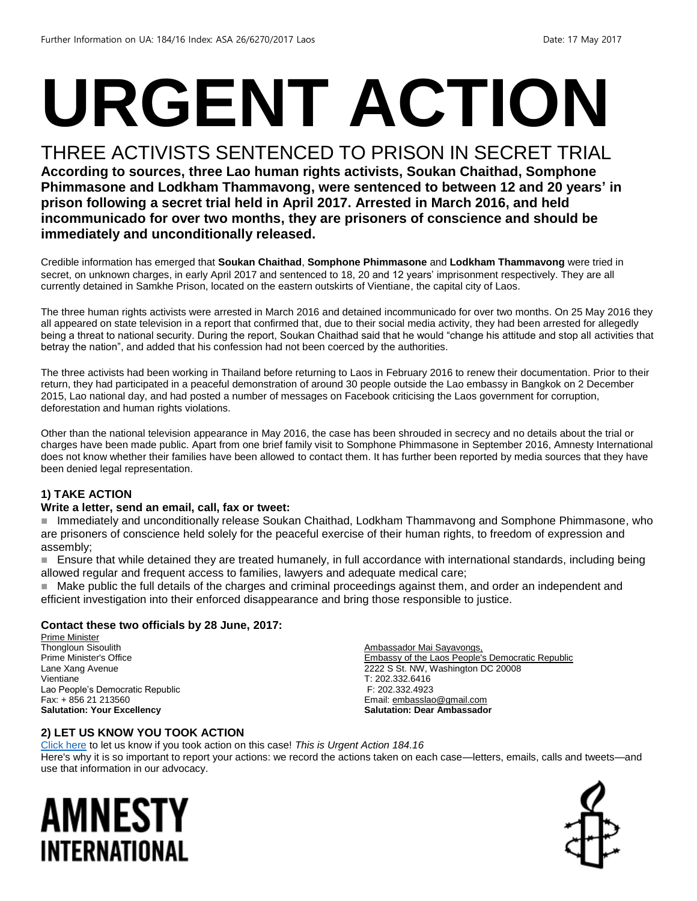Further Information on UA: 184/16 Index: ASA 26/6270/2017 Laos Date: 17 May 2017

# URGENT ACTION

## THREE ACTIVISTS SENTENCED TO PRISON IN SECRET TRIAL

**According to sources, three Lao human rights activists, Soukan Chaithad, Somphone Phimmasone and Lodkham Thammavong, were sentenced to between 12 and 20 years' in prison following a secret trial held in April 2017. Arrested in March 2016, and held incommunicado for over two months, they are prisoners of conscience and should be immediately and unconditionally released.**

Credible information has emerged that **Soukan Chaithad**, **Somphone Phimmasone** and **Lodkham Thammavong** were tried in secret, on unknown charges, in early April 2017 and sentenced to 18, 20 and 12 years' imprisonment respectively. They are all currently detained in Samkhe Prison, located on the eastern outskirts of Vientiane, the capital city of Laos.

The three human rights activists were arrested in March 2016 and detained incommunicado for over two months. On 25 May 2016 they all appeared on state television in a report that confirmed that, due to their social media activity, they had been arrested for allegedly being a threat to national security. During the report, Soukan Chaithad said that he would "change his attitude and stop all activities that betray the nation", and added that his confession had not been coerced by the authorities.

The three activists had been working in Thailand before returning to Laos in February 2016 to renew their documentation. Prior to their return, they had participated in a peaceful demonstration of around 30 people outside the Lao embassy in Bangkok on 2 December 2015, Lao national day, and had posted a number of messages on Facebook criticising the Laos government for corruption, deforestation and human rights violations.

Other than the national television appearance in May 2016, the case has been shrouded in secrecy and no details about the trial or charges have been made public. Apart from one brief family visit to Somphone Phimmasone in September 2016, Amnesty International does not know whether their families have been allowed to contact them. It has further been reported by media sources that they have been denied legal representation.

### 1) TAKE ACTION

**Write a letter, send an email, call, fax or tweet:**

- Immediately and unconditionally release Soukan Chaithad, Lodkham Thammavong and Somphone Phimmasone, who are prisoners of conscience held solely for the peaceful exercise of their human rights, to freedom of expression and assembly;
- Ensure that while detained they are treated humanely, in full accordance with international standards, including being allowed regular and frequent access to families, lawyers and adequate medical care;
- Make public the full details of the charges and criminal proceedings against them, and order an independent and efficient investigation into their enforced disappearance and bring those responsible to justice.

**Contact these two officials by 28 June, 2017:**

Prime Minister
Thongloun Sisoulith
Prime Minister's Office
Lane Xang Avenue
Vientiane
Lao People's Democratic Republic
Fax: + 856 21 213560
**Salutation: Your Excellency**

Ambassador Mai Sayavongs,
Embassy of the Laos People's Democratic Republic
2222 S St. NW, Washington DC 20008
T: 202.332.6416
F: 202.332.4923
Email: embasslao@gmail.com
**Salutation: Dear Ambassador**

### 2) LET US KNOW YOU TOOK ACTION

Click here to let us know if you took action on this case! *This is Urgent Action 184.16*
Here's why it is so important to report your actions: we record the actions taken on each case—letters, emails, calls and tweets—and use that information in our advocacy.

AMNESTY INTERNATIONAL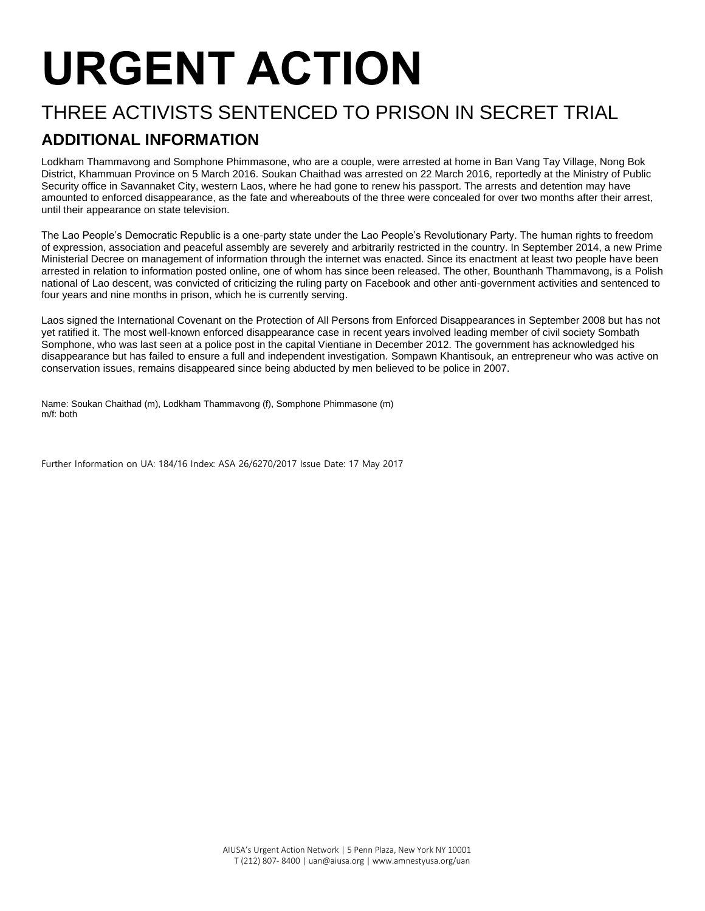# URGENT ACTION

## THREE ACTIVISTS SENTENCED TO PRISON IN SECRET TRIAL

### ADDITIONAL INFORMATION

Lodkham Thammavong and Somphone Phimmasone, who are a couple, were arrested at home in Ban Vang Tay Village, Nong Bok District, Khammuan Province on 5 March 2016. Soukan Chaithad was arrested on 22 March 2016, reportedly at the Ministry of Public Security office in Savannaket City, western Laos, where he had gone to renew his passport. The arrests and detention may have amounted to enforced disappearance, as the fate and whereabouts of the three were concealed for over two months after their arrest, until their appearance on state television.

The Lao People's Democratic Republic is a one-party state under the Lao People's Revolutionary Party. The human rights to freedom of expression, association and peaceful assembly are severely and arbitrarily restricted in the country. In September 2014, a new Prime Ministerial Decree on management of information through the internet was enacted. Since its enactment at least two people have been arrested in relation to information posted online, one of whom has since been released. The other, Bounthanh Thammavong, is a Polish national of Lao descent, was convicted of criticizing the ruling party on Facebook and other anti-government activities and sentenced to four years and nine months in prison, which he is currently serving.

Laos signed the International Covenant on the Protection of All Persons from Enforced Disappearances in September 2008 but has not yet ratified it. The most well-known enforced disappearance case in recent years involved leading member of civil society Sombath Somphone, who was last seen at a police post in the capital Vientiane in December 2012. The government has acknowledged his disappearance but has failed to ensure a full and independent investigation. Sompawn Khantisouk, an entrepreneur who was active on conservation issues, remains disappeared since being abducted by men believed to be police in 2007.

Name: Soukan Chaithad (m), Lodkham Thammavong (f), Somphone Phimmasone (m)
m/f: both

Further Information on UA: 184/16 Index: ASA 26/6270/2017 Issue Date: 17 May 2017

AIUSA's Urgent Action Network | 5 Penn Plaza, New York NY 10001
T (212) 807- 8400 | uan@aiusa.org | www.amnestyusa.org/uan